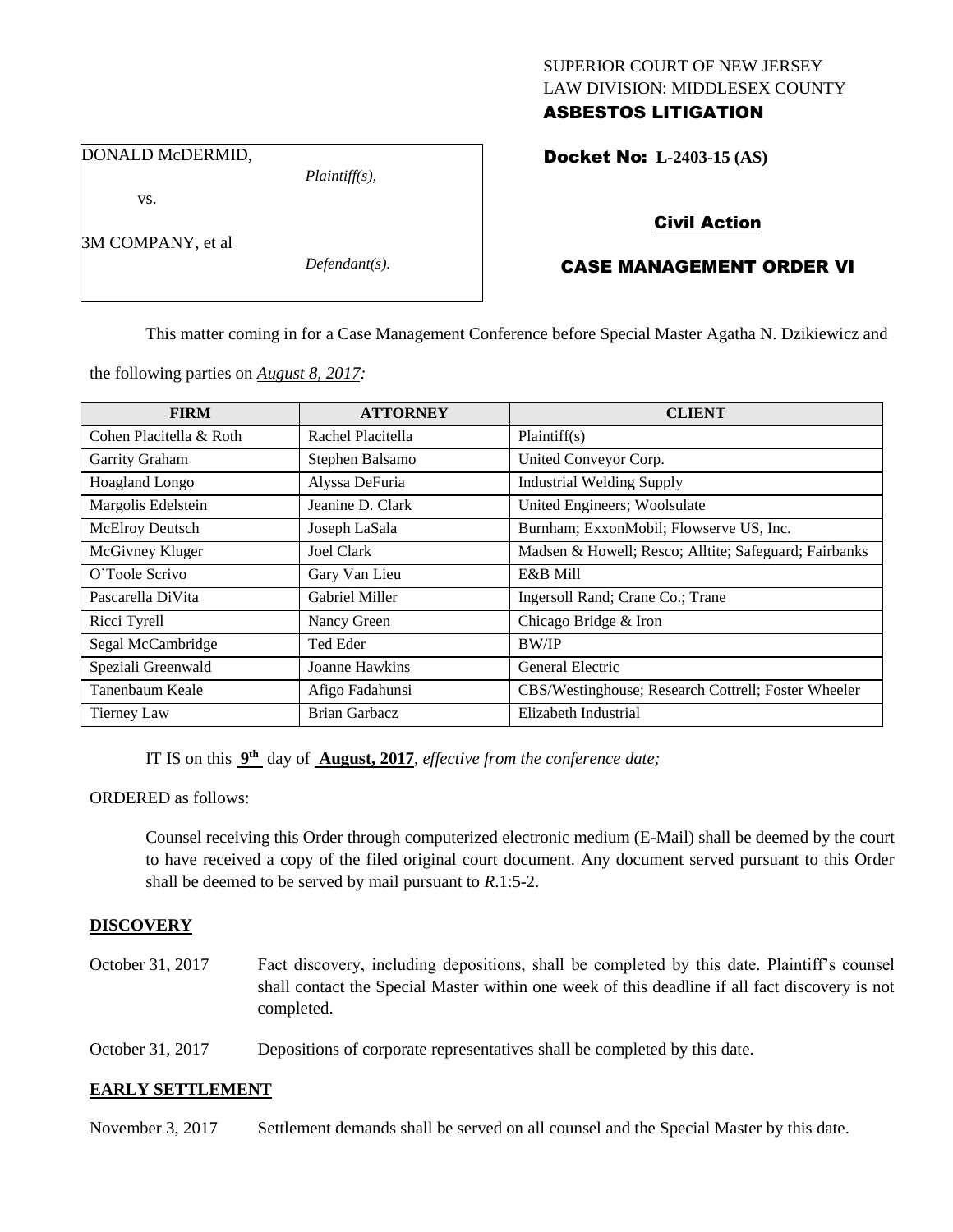SUPERIOR COURT OF NEW JERSEY
LAW DIVISION: MIDDLESEX COUNTY

**ASBESTOS LITIGATION**

DONALD McDERMID,

*Plaintiff(s),*

vs.

3M COMPANY, et al

*Defendant(s).*

**Docket No: L-2403-15 (AS)**

## Civil Action

## CASE MANAGEMENT ORDER VI

This matter coming in for a Case Management Conference before Special Master Agatha N. Dzikiewicz and the following parties on *August 8, 2017:*

| FIRM | ATTORNEY | CLIENT |
|---|---|---|
| Cohen Placitella & Roth | Rachel Placitella | Plaintiff(s) |
| Garrity Graham | Stephen Balsamo | United Conveyor Corp. |
| Hoagland Longo | Alyssa DeFuria | Industrial Welding Supply |
| Margolis Edelstein | Jeanine D. Clark | United Engineers; Woolsulate |
| McElroy Deutsch | Joseph LaSala | Burnham; ExxonMobil; Flowserve US, Inc. |
| McGivney Kluger | Joel Clark | Madsen & Howell; Resco; Alltite; Safeguard; Fairbanks |
| O'Toole Scrivo | Gary Van Lieu | E&B Mill |
| Pascarella DiVita | Gabriel Miller | Ingersoll Rand; Crane Co.; Trane |
| Ricci Tyrell | Nancy Green | Chicago Bridge & Iron |
| Segal McCambridge | Ted Eder | BW/IP |
| Speziali Greenwald | Joanne Hawkins | General Electric |
| Tanenbaum Keale | Afigo Fadahunsi | CBS/Westinghouse; Research Cottrell; Foster Wheeler |
| Tierney Law | Brian Garbacz | Elizabeth Industrial |

IT IS on this **9th** day of **August, 2017**, *effective from the conference date;*

ORDERED as follows:

Counsel receiving this Order through computerized electronic medium (E-Mail) shall be deemed by the court to have received a copy of the filed original court document. Any document served pursuant to this Order shall be deemed to be served by mail pursuant to *R*.1:5-2.

**DISCOVERY**

October 31, 2017 Fact discovery, including depositions, shall be completed by this date. Plaintiff's counsel shall contact the Special Master within one week of this deadline if all fact discovery is not completed.

October 31, 2017 Depositions of corporate representatives shall be completed by this date.

**EARLY SETTLEMENT**

November 3, 2017 Settlement demands shall be served on all counsel and the Special Master by this date.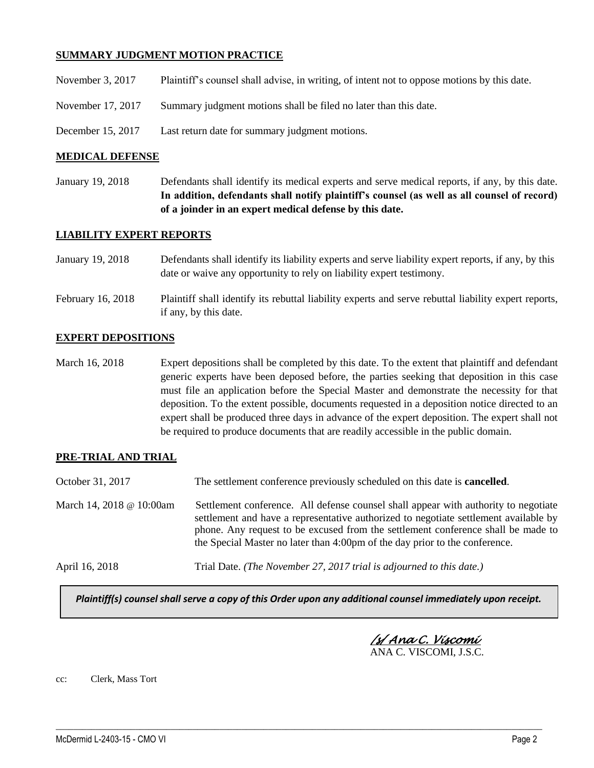**SUMMARY JUDGMENT MOTION PRACTICE**

| | |
|---|---|
| November 3, 2017 | Plaintiff's counsel shall advise, in writing, of intent not to oppose motions by this date. |
| November 17, 2017 | Summary judgment motions shall be filed no later than this date. |
| December 15, 2017 | Last return date for summary judgment motions. |

**MEDICAL DEFENSE**

| | |
|---|---|
| January 19, 2018 | Defendants shall identify its medical experts and serve medical reports, if any, by this date. **In addition, defendants shall notify plaintiff's counsel (as well as all counsel of record) of a joinder in an expert medical defense by this date.** |

**LIABILITY EXPERT REPORTS**

| | |
|---|---|
| January 19, 2018 | Defendants shall identify its liability experts and serve liability expert reports, if any, by this date or waive any opportunity to rely on liability expert testimony. |
| February 16, 2018 | Plaintiff shall identify its rebuttal liability experts and serve rebuttal liability expert reports, if any, by this date. |

**EXPERT DEPOSITIONS**

| | |
|---|---|
| March 16, 2018 | Expert depositions shall be completed by this date. To the extent that plaintiff and defendant generic experts have been deposed before, the parties seeking that deposition in this case must file an application before the Special Master and demonstrate the necessity for that deposition. To the extent possible, documents requested in a deposition notice directed to an expert shall be produced three days in advance of the expert deposition. The expert shall not be required to produce documents that are readily accessible in the public domain. |

**PRE-TRIAL AND TRIAL**

| | |
|---|---|
| October 31, 2017 | The settlement conference previously scheduled on this date is **cancelled**. |
| March 14, 2018 @ 10:00am | Settlement conference. All defense counsel shall appear with authority to negotiate settlement and have a representative authorized to negotiate settlement available by phone. Any request to be excused from the settlement conference shall be made to the Special Master no later than 4:00pm of the day prior to the conference. |
| April 16, 2018 | Trial Date. *(The November 27, 2017 trial is adjourned to this date.)* |

***Plaintiff(s) counsel shall serve a copy of this Order upon any additional counsel immediately upon receipt.***

*/s/ Ana C. Viscomi*
ANA C. VISCOMI, J.S.C.

cc: Clerk, Mass Tort

McDermid L-2403-15 - CMO VI